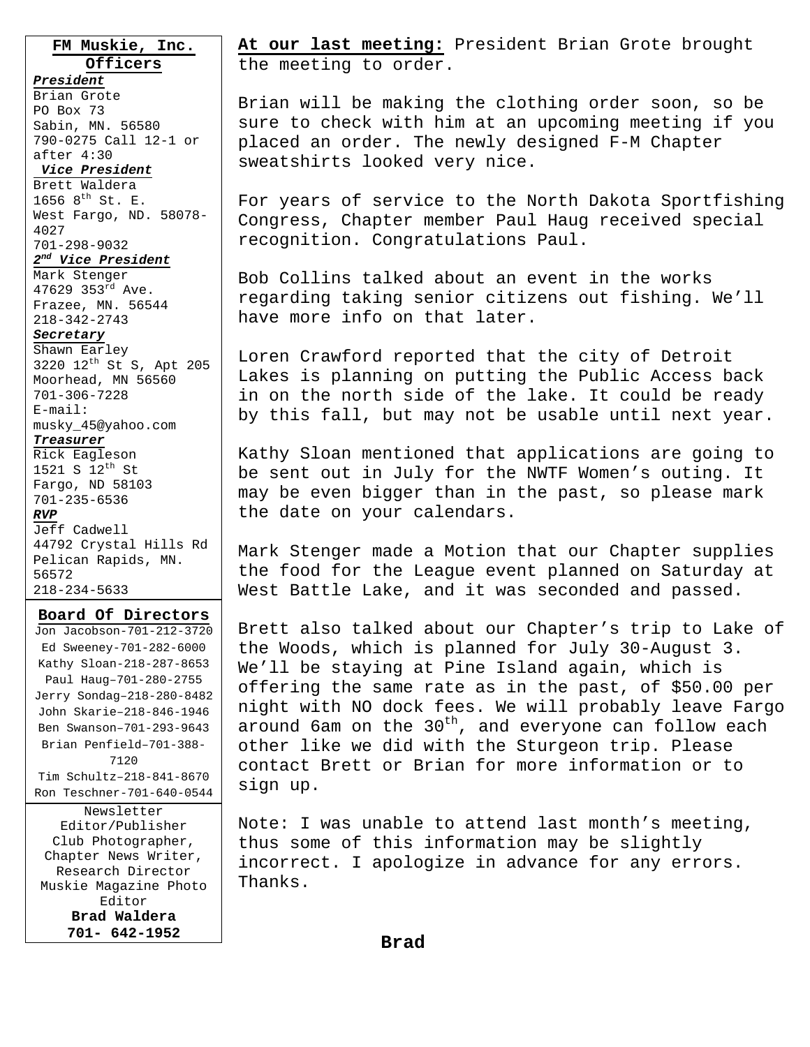## FM Muskie, Inc. Officers

***President***
Brian Grote
PO Box 73
Sabin, MN. 56580
790-0275 Call 12-1 or after 4:30

***Vice President***
Brett Waldera
1656 8th St. E.
West Fargo, ND. 58078-4027
701-298-9032

***2nd Vice President***
Mark Stenger
47629 353rd Ave.
Frazee, MN. 56544
218-342-2743

***Secretary***
Shawn Earley
3220 12th St S, Apt 205
Moorhead, MN 56560
701-306-7228
E-mail:
musky_45@yahoo.com

***Treasurer***
Rick Eagleson
1521 S 12th St
Fargo, ND 58103
701-235-6536

***RVP***
Jeff Cadwell
44792 Crystal Hills Rd
Pelican Rapids, MN. 56572
218-234-5633

## Board Of Directors

Jon Jacobson-701-212-3720
Ed Sweeney-701-282-6000
Kathy Sloan-218-287-8653
Paul Haug–701-280-2755
Jerry Sondag–218-280-8482
John Skarie–218-846-1946
Ben Swanson–701-293-9643
Brian Penfield–701-388-7120
Tim Schultz–218-841-8670
Ron Teschner-701-640-0544

Newsletter Editor/Publisher
Club Photographer, Chapter News Writer, Research Director
Muskie Magazine Photo Editor
**Brad Waldera**
**701- 642-1952**

---

**At our last meeting:** President Brian Grote brought the meeting to order.

Brian will be making the clothing order soon, so be sure to check with him at an upcoming meeting if you placed an order. The newly designed F-M Chapter sweatshirts looked very nice.

For years of service to the North Dakota Sportfishing Congress, Chapter member Paul Haug received special recognition. Congratulations Paul.

Bob Collins talked about an event in the works regarding taking senior citizens out fishing. We'll have more info on that later.

Loren Crawford reported that the city of Detroit Lakes is planning on putting the Public Access back in on the north side of the lake. It could be ready by this fall, but may not be usable until next year.

Kathy Sloan mentioned that applications are going to be sent out in July for the NWTF Women's outing. It may be even bigger than in the past, so please mark the date on your calendars.

Mark Stenger made a Motion that our Chapter supplies the food for the League event planned on Saturday at West Battle Lake, and it was seconded and passed.

Brett also talked about our Chapter's trip to Lake of the Woods, which is planned for July 30-August 3. We'll be staying at Pine Island again, which is offering the same rate as in the past, of $50.00 per night with NO dock fees. We will probably leave Fargo around 6am on the 30th, and everyone can follow each other like we did with the Sturgeon trip. Please contact Brett or Brian for more information or to sign up.

Note: I was unable to attend last month's meeting, thus some of this information may be slightly incorrect. I apologize in advance for any errors. Thanks.

**Brad**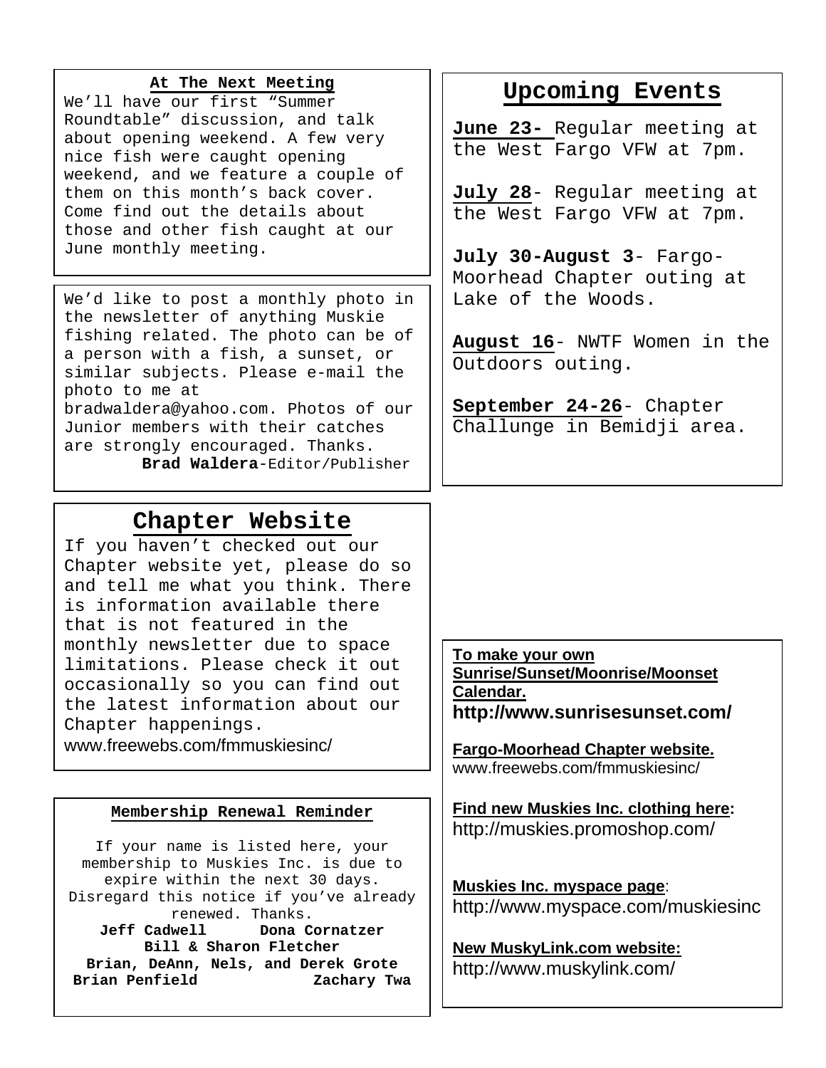### At The Next Meeting

We'll have our first "Summer Roundtable" discussion, and talk about opening weekend. A few very nice fish were caught opening weekend, and we feature a couple of them on this month's back cover. Come find out the details about those and other fish caught at our June monthly meeting.

We'd like to post a monthly photo in the newsletter of anything Muskie fishing related. The photo can be of a person with a fish, a sunset, or similar subjects. Please e-mail the photo to me at bradwaldera@yahoo.com. Photos of our Junior members with their catches are strongly encouraged. Thanks.

**Brad Waldera**-Editor/Publisher

## Chapter Website

If you haven't checked out our Chapter website yet, please do so and tell me what you think. There is information available there that is not featured in the monthly newsletter due to space limitations. Please check it out occasionally so you can find out the latest information about our Chapter happenings.

www.freewebs.com/fmmuskiesinc/

### Membership Renewal Reminder

If your name is listed here, your membership to Muskies Inc. is due to expire within the next 30 days. Disregard this notice if you've already renewed. Thanks.

**Jeff Cadwell** **Dona Cornatzer**
**Bill & Sharon Fletcher**
**Brian, DeAnn, Nels, and Derek Grote**
**Brian Penfield** **Zachary Twa**

## Upcoming Events

**June 23-** Regular meeting at the West Fargo VFW at 7pm.

**July 28**- Regular meeting at the West Fargo VFW at 7pm.

**July 30-August 3**- Fargo-Moorhead Chapter outing at Lake of the Woods.

**August 16**- NWTF Women in the Outdoors outing.

**September 24-26**- Chapter Challunge in Bemidji area.

**To make your own Sunrise/Sunset/Moonrise/Moonset Calendar.**
**http://www.sunrisesunset.com/**

**Fargo-Moorhead Chapter website.**
www.freewebs.com/fmmuskiesinc/

**Find new Muskies Inc. clothing here:**
http://muskies.promoshop.com/

**Muskies Inc. myspace page**:
http://www.myspace.com/muskiesinc

**New MuskyLink.com website:**
http://www.muskylink.com/